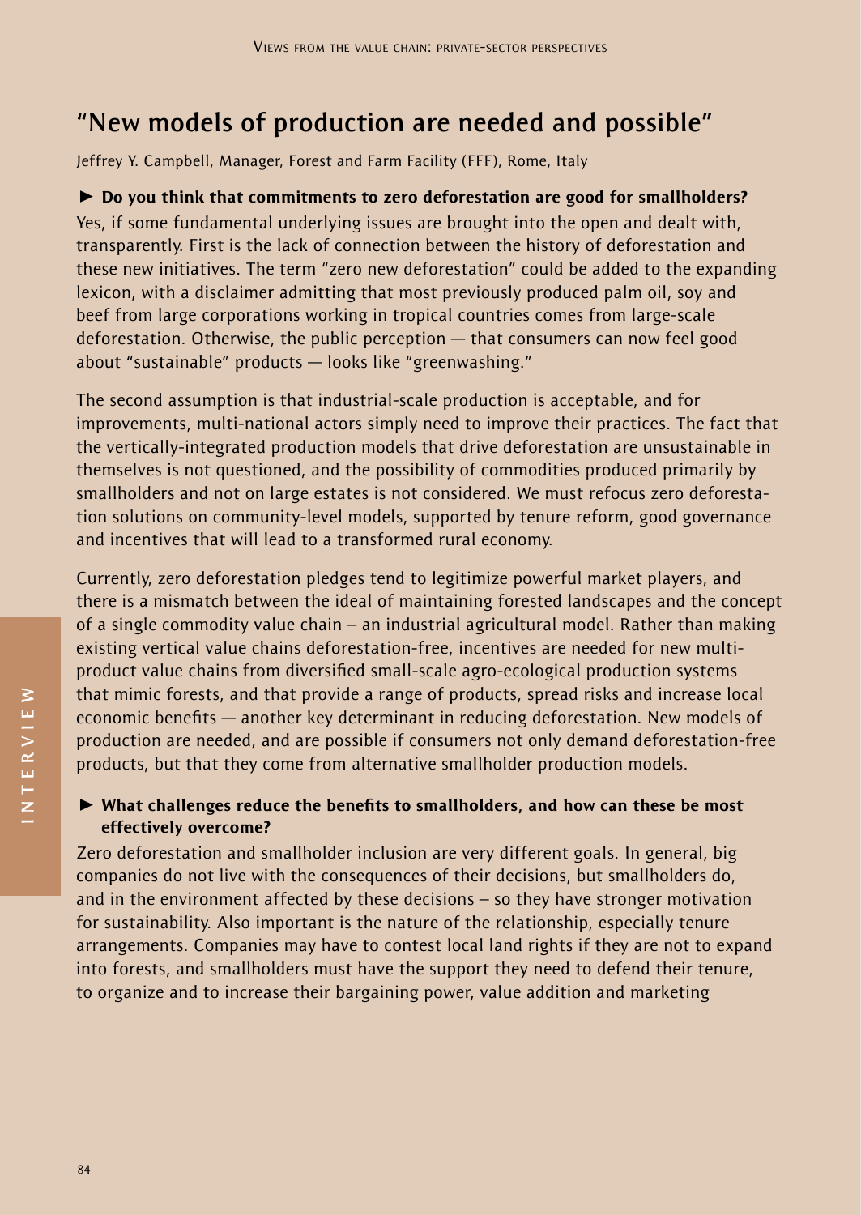## "New models of production are needed and possible"

Jeffrey Y. Campbell, Manager, Forest and Farm Facility (FFF), Rome, Italy

► **Do you think that commitments to zero deforestation are good for smallholders?**

Yes, if some fundamental underlying issues are brought into the open and dealt with, transparently. First is the lack of connection between the history of deforestation and these new initiatives. The term "zero new deforestation" could be added to the expanding lexicon, with a disclaimer admitting that most previously produced palm oil, soy and beef from large corporations working in tropical countries comes from large-scale deforestation. Otherwise, the public perception — that consumers can now feel good about "sustainable" products — looks like "greenwashing."

The second assumption is that industrial-scale production is acceptable, and for improvements, multi-national actors simply need to improve their practices. The fact that the vertically-integrated production models that drive deforestation are unsustainable in themselves is not questioned, and the possibility of commodities produced primarily by smallholders and not on large estates is not considered. We must refocus zero deforestation solutions on community-level models, supported by tenure reform, good governance and incentives that will lead to a transformed rural economy.

Currently, zero deforestation pledges tend to legitimize powerful market players, and there is a mismatch between the ideal of maintaining forested landscapes and the concept of a single commodity value chain – an industrial agricultural model. Rather than making existing vertical value chains deforestation-free, incentives are needed for new multi-product value chains from diversified small-scale agro-ecological production systems that mimic forests, and that provide a range of products, spread risks and increase local economic benefits — another key determinant in reducing deforestation. New models of production are needed, and are possible if consumers not only demand deforestation-free products, but that they come from alternative smallholder production models.

► **What challenges reduce the benefits to smallholders, and how can these be most effectively overcome?**

Zero deforestation and smallholder inclusion are very different goals. In general, big companies do not live with the consequences of their decisions, but smallholders do, and in the environment affected by these decisions – so they have stronger motivation for sustainability. Also important is the nature of the relationship, especially tenure arrangements. Companies may have to contest local land rights if they are not to expand into forests, and smallholders must have the support they need to defend their tenure, to organize and to increase their bargaining power, value addition and marketing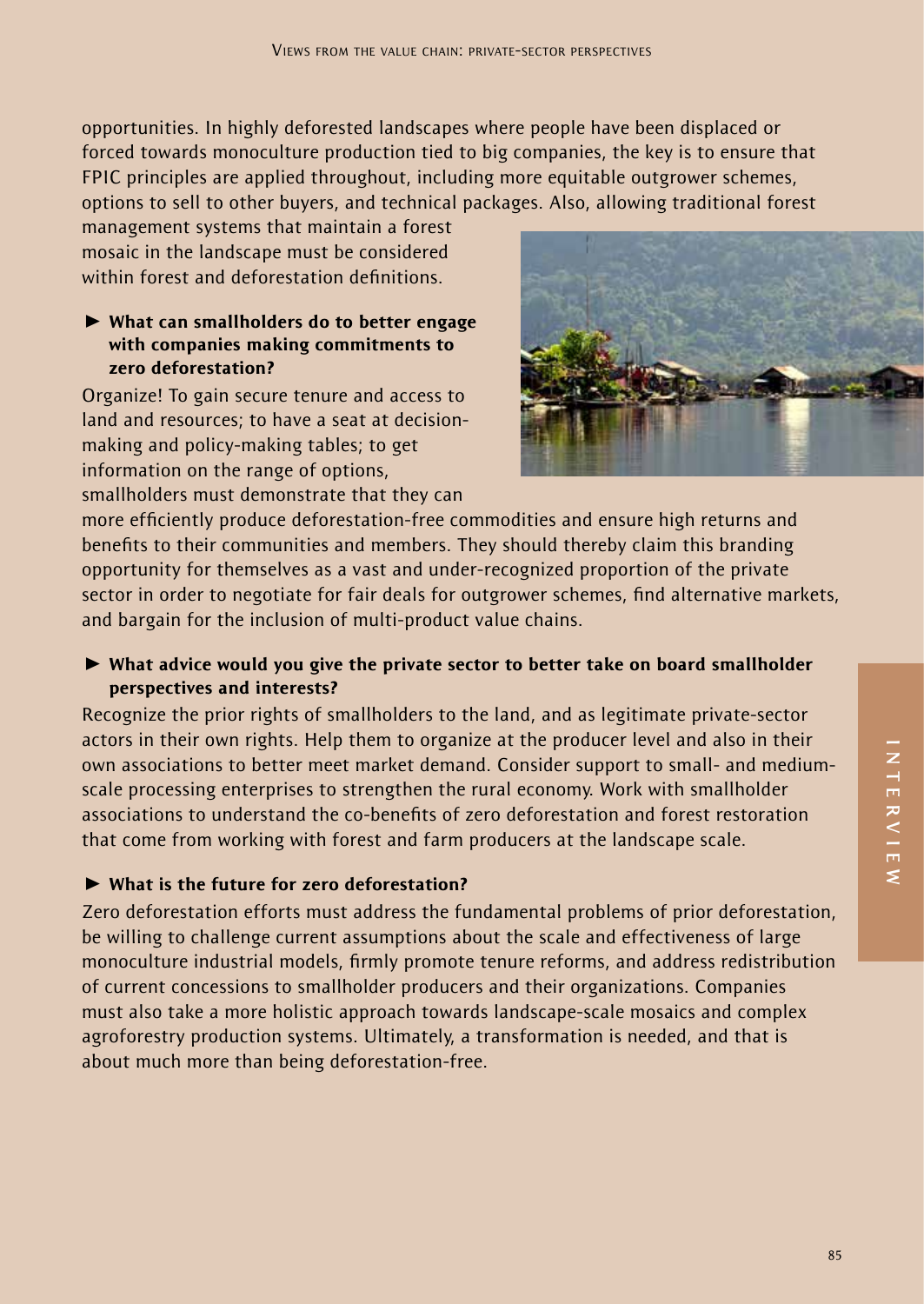opportunities. In highly deforested landscapes where people have been displaced or forced towards monoculture production tied to big companies, the key is to ensure that FPIC principles are applied throughout, including more equitable outgrower schemes, options to sell to other buyers, and technical packages. Also, allowing traditional forest management systems that maintain a forest mosaic in the landscape must be considered within forest and deforestation definitions.

► **What can smallholders do to better engage with companies making commitments to zero deforestation?**

Organize! To gain secure tenure and access to land and resources; to have a seat at decision-making and policy-making tables; to get information on the range of options, smallholders must demonstrate that they can more efficiently produce deforestation-free commodities and ensure high returns and benefits to their communities and members. They should thereby claim this branding opportunity for themselves as a vast and under-recognized proportion of the private sector in order to negotiate for fair deals for outgrower schemes, find alternative markets, and bargain for the inclusion of multi-product value chains.

► **What advice would you give the private sector to better take on board smallholder perspectives and interests?**

Recognize the prior rights of smallholders to the land, and as legitimate private-sector actors in their own rights. Help them to organize at the producer level and also in their own associations to better meet market demand. Consider support to small- and medium-scale processing enterprises to strengthen the rural economy. Work with smallholder associations to understand the co-benefits of zero deforestation and forest restoration that come from working with forest and farm producers at the landscape scale.

► **What is the future for zero deforestation?**

Zero deforestation efforts must address the fundamental problems of prior deforestation, be willing to challenge current assumptions about the scale and effectiveness of large monoculture industrial models, firmly promote tenure reforms, and address redistribution of current concessions to smallholder producers and their organizations. Companies must also take a more holistic approach towards landscape-scale mosaics and complex agroforestry production systems. Ultimately, a transformation is needed, and that is about much more than being deforestation-free.